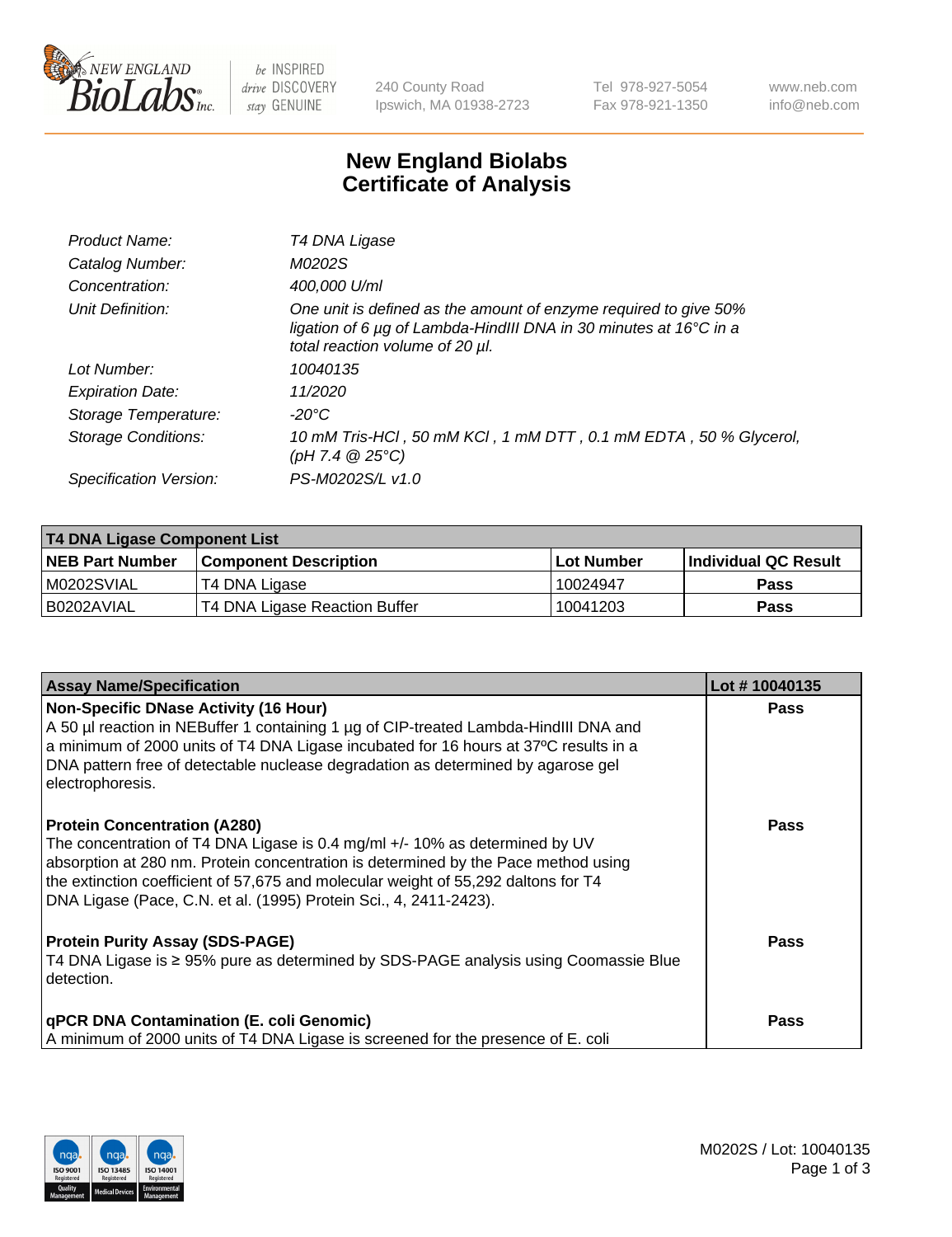# New England Biolabs Certificate of Analysis

| | |
|---|---|
| *Product Name:* | *T4 DNA Ligase* |
| *Catalog Number:* | *M0202S* |
| *Concentration:* | *400,000 U/ml* |
| *Unit Definition:* | *One unit is defined as the amount of enzyme required to give 50% ligation of 6 µg of Lambda-HindIII DNA in 30 minutes at 16°C in a total reaction volume of 20 µl.* |
| *Lot Number:* | *10040135* |
| *Expiration Date:* | *11/2020* |
| *Storage Temperature:* | *-20°C* |
| *Storage Conditions:* | *10 mM Tris-HCl , 50 mM KCl , 1 mM DTT , 0.1 mM EDTA , 50 % Glycerol, (pH 7.4 @ 25°C)* |
| *Specification Version:* | *PS-M0202S/L v1.0* |

| T4 DNA Ligase Component List | | | |
|---|---|---|---|
| **NEB Part Number** | **Component Description** | **Lot Number** | **Individual QC Result** |
| M0202SVIAL | T4 DNA Ligase | 10024947 | Pass |
| B0202AVIAL | T4 DNA Ligase Reaction Buffer | 10041203 | Pass |

| Assay Name/Specification | Lot # 10040135 |
|---|---|
| **Non-Specific DNase Activity (16 Hour)**<br>A 50 µl reaction in NEBuffer 1 containing 1 µg of CIP-treated Lambda-HindIII DNA and a minimum of 2000 units of T4 DNA Ligase incubated for 16 hours at 37ºC results in a DNA pattern free of detectable nuclease degradation as determined by agarose gel electrophoresis. | Pass |
| **Protein Concentration (A280)**<br>The concentration of T4 DNA Ligase is 0.4 mg/ml +/- 10% as determined by UV absorption at 280 nm. Protein concentration is determined by the Pace method using the extinction coefficient of 57,675 and molecular weight of 55,292 daltons for T4 DNA Ligase (Pace, C.N. et al. (1995) Protein Sci., 4, 2411-2423). | Pass |
| **Protein Purity Assay (SDS-PAGE)**<br>T4 DNA Ligase is ≥ 95% pure as determined by SDS-PAGE analysis using Coomassie Blue detection. | Pass |
| **qPCR DNA Contamination (E. coli Genomic)**<br>A minimum of 2000 units of T4 DNA Ligase is screened for the presence of E. coli | Pass |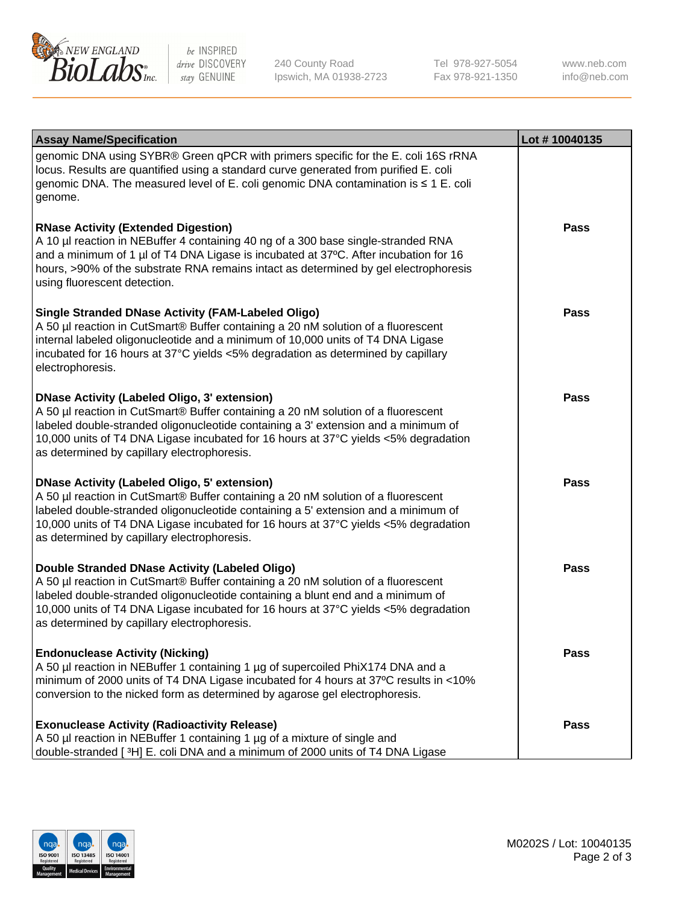| Assay Name/Specification | Lot # 10040135 |
| --- | --- |
| genomic DNA using SYBR® Green qPCR with primers specific for the E. coli 16S rRNA locus. Results are quantified using a standard curve generated from purified E. coli genomic DNA. The measured level of E. coli genomic DNA contamination is ≤ 1 E. coli genome. | |
| **RNase Activity (Extended Digestion)**<br>A 10 µl reaction in NEBuffer 4 containing 40 ng of a 300 base single-stranded RNA and a minimum of 1 µl of T4 DNA Ligase is incubated at 37ºC. After incubation for 16 hours, >90% of the substrate RNA remains intact as determined by gel electrophoresis using fluorescent detection. | **Pass** |
| **Single Stranded DNase Activity (FAM-Labeled Oligo)**<br>A 50 µl reaction in CutSmart® Buffer containing a 20 nM solution of a fluorescent internal labeled oligonucleotide and a minimum of 10,000 units of T4 DNA Ligase incubated for 16 hours at 37°C yields <5% degradation as determined by capillary electrophoresis. | **Pass** |
| **DNase Activity (Labeled Oligo, 3' extension)**<br>A 50 µl reaction in CutSmart® Buffer containing a 20 nM solution of a fluorescent labeled double-stranded oligonucleotide containing a 3' extension and a minimum of 10,000 units of T4 DNA Ligase incubated for 16 hours at 37°C yields <5% degradation as determined by capillary electrophoresis. | **Pass** |
| **DNase Activity (Labeled Oligo, 5' extension)**<br>A 50 µl reaction in CutSmart® Buffer containing a 20 nM solution of a fluorescent labeled double-stranded oligonucleotide containing a 5' extension and a minimum of 10,000 units of T4 DNA Ligase incubated for 16 hours at 37°C yields <5% degradation as determined by capillary electrophoresis. | **Pass** |
| **Double Stranded DNase Activity (Labeled Oligo)**<br>A 50 µl reaction in CutSmart® Buffer containing a 20 nM solution of a fluorescent labeled double-stranded oligonucleotide containing a blunt end and a minimum of 10,000 units of T4 DNA Ligase incubated for 16 hours at 37°C yields <5% degradation as determined by capillary electrophoresis. | **Pass** |
| **Endonuclease Activity (Nicking)**<br>A 50 µl reaction in NEBuffer 1 containing 1 µg of supercoiled PhiX174 DNA and a minimum of 2000 units of T4 DNA Ligase incubated for 4 hours at 37ºC results in <10% conversion to the nicked form as determined by agarose gel electrophoresis. | **Pass** |
| **Exonuclease Activity (Radioactivity Release)**<br>A 50 µl reaction in NEBuffer 1 containing 1 µg of a mixture of single and double-stranded [ $^3$H] E. coli DNA and a minimum of 2000 units of T4 DNA Ligase | **Pass** |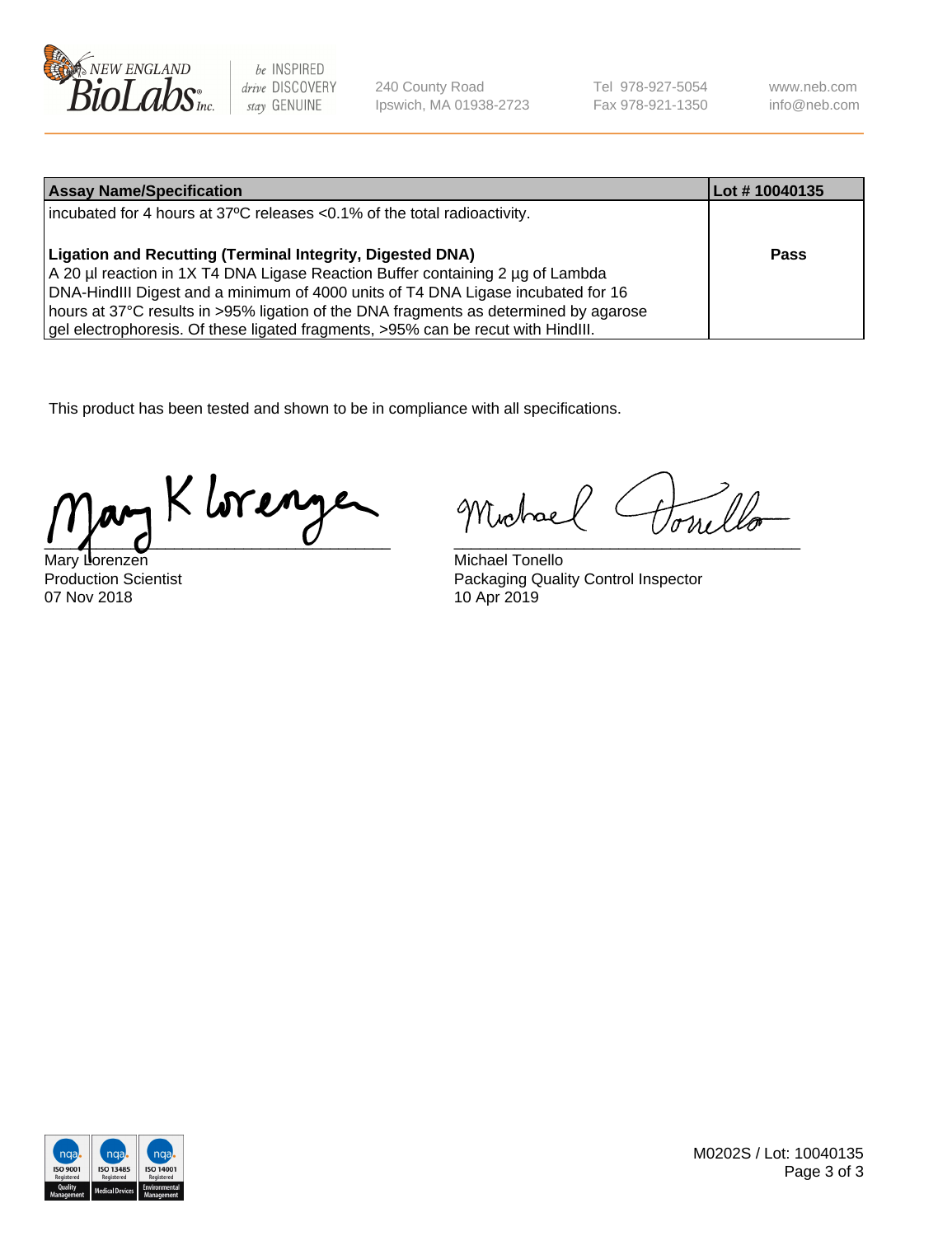| Assay Name/Specification | Lot # 10040135 |
| --- | --- |
| incubated for 4 hours at 37ºC releases <0.1% of the total radioactivity. | |
| **Ligation and Recutting (Terminal Integrity, Digested DNA)**<br>A 20 µl reaction in 1X T4 DNA Ligase Reaction Buffer containing 2 µg of Lambda DNA-HindIII Digest and a minimum of 4000 units of T4 DNA Ligase incubated for 16 hours at 37°C results in >95% ligation of the DNA fragments as determined by agarose gel electrophoresis. Of these ligated fragments, >95% can be recut with HindIII. | **Pass** |

This product has been tested and shown to be in compliance with all specifications.

Mary Lorenzen
Production Scientist
07 Nov 2018

Michael Tonello
Packaging Quality Control Inspector
10 Apr 2019

M0202S / Lot: 10040135